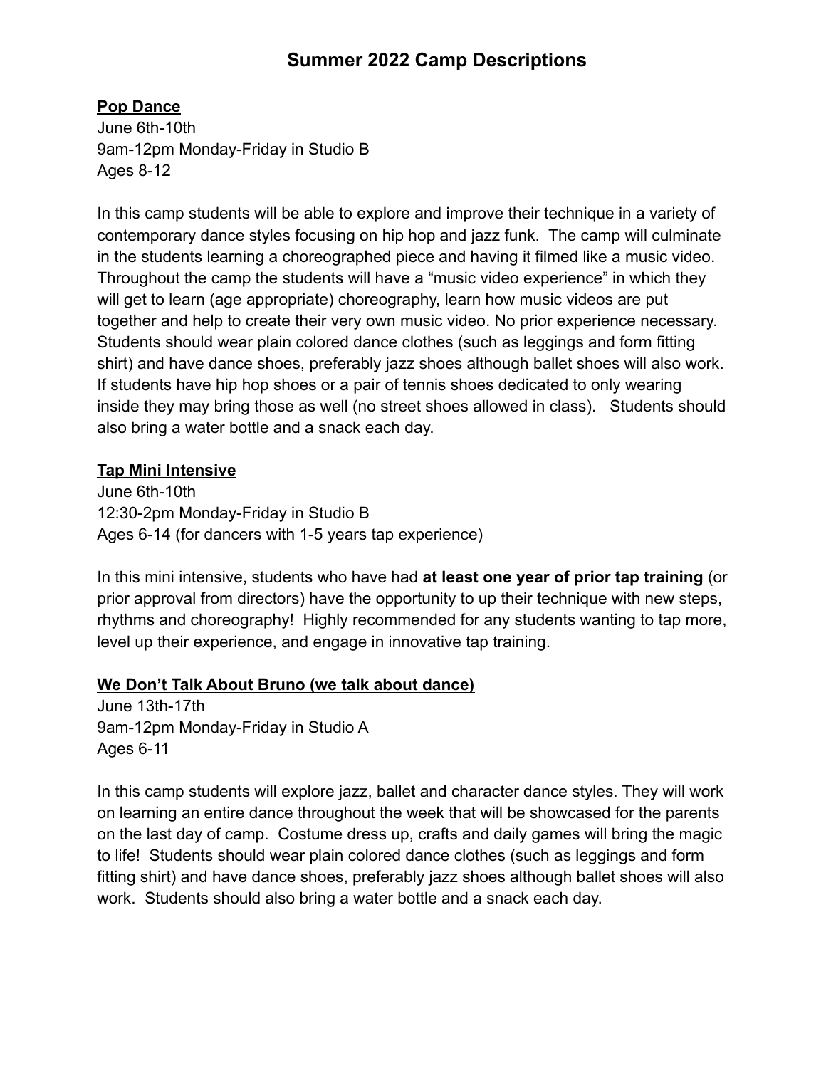# Summer 2022 Camp Descriptions

**Pop Dance**

June 6th-10th
9am-12pm Monday-Friday in Studio B
Ages 8-12

In this camp students will be able to explore and improve their technique in a variety of contemporary dance styles focusing on hip hop and jazz funk. The camp will culminate in the students learning a choreographed piece and having it filmed like a music video. Throughout the camp the students will have a "music video experience" in which they will get to learn (age appropriate) choreography, learn how music videos are put together and help to create their very own music video. No prior experience necessary. Students should wear plain colored dance clothes (such as leggings and form fitting shirt) and have dance shoes, preferably jazz shoes although ballet shoes will also work. If students have hip hop shoes or a pair of tennis shoes dedicated to only wearing inside they may bring those as well (no street shoes allowed in class). Students should also bring a water bottle and a snack each day.

**Tap Mini Intensive**

June 6th-10th
12:30-2pm Monday-Friday in Studio B
Ages 6-14 (for dancers with 1-5 years tap experience)

In this mini intensive, students who have had **at least one year of prior tap training** (or prior approval from directors) have the opportunity to up their technique with new steps, rhythms and choreography! Highly recommended for any students wanting to tap more, level up their experience, and engage in innovative tap training.

**We Don't Talk About Bruno (we talk about dance)**

June 13th-17th
9am-12pm Monday-Friday in Studio A
Ages 6-11

In this camp students will explore jazz, ballet and character dance styles. They will work on learning an entire dance throughout the week that will be showcased for the parents on the last day of camp. Costume dress up, crafts and daily games will bring the magic to life! Students should wear plain colored dance clothes (such as leggings and form fitting shirt) and have dance shoes, preferably jazz shoes although ballet shoes will also work. Students should also bring a water bottle and a snack each day.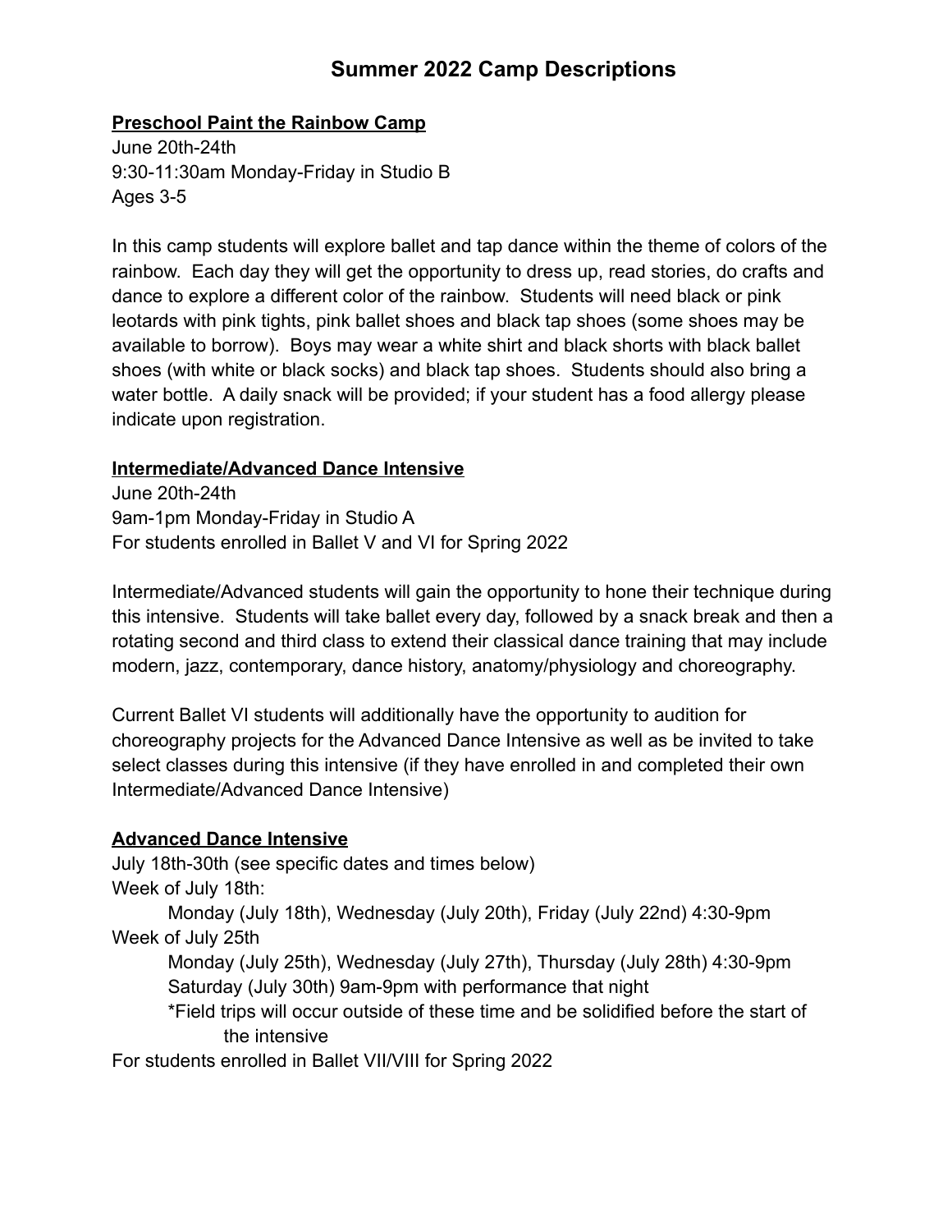# Summer 2022 Camp Descriptions

**<u>Preschool Paint the Rainbow Camp</u>**

June 20th-24th
9:30-11:30am Monday-Friday in Studio B
Ages 3-5

In this camp students will explore ballet and tap dance within the theme of colors of the rainbow. Each day they will get the opportunity to dress up, read stories, do crafts and dance to explore a different color of the rainbow. Students will need black or pink leotards with pink tights, pink ballet shoes and black tap shoes (some shoes may be available to borrow). Boys may wear a white shirt and black shorts with black ballet shoes (with white or black socks) and black tap shoes. Students should also bring a water bottle. A daily snack will be provided; if your student has a food allergy please indicate upon registration.

**<u>Intermediate/Advanced Dance Intensive</u>**

June 20th-24th
9am-1pm Monday-Friday in Studio A
For students enrolled in Ballet V and VI for Spring 2022

Intermediate/Advanced students will gain the opportunity to hone their technique during this intensive. Students will take ballet every day, followed by a snack break and then a rotating second and third class to extend their classical dance training that may include modern, jazz, contemporary, dance history, anatomy/physiology and choreography.

Current Ballet VI students will additionally have the opportunity to audition for choreography projects for the Advanced Dance Intensive as well as be invited to take select classes during this intensive (if they have enrolled in and completed their own Intermediate/Advanced Dance Intensive)

**<u>Advanced Dance Intensive</u>**

July 18th-30th (see specific dates and times below)
Week of July 18th:
  Monday (July 18th), Wednesday (July 20th), Friday (July 22nd) 4:30-9pm
Week of July 25th
  Monday (July 25th), Wednesday (July 27th), Thursday (July 28th) 4:30-9pm
  Saturday (July 30th) 9am-9pm with performance that night
  *Field trips will occur outside of these time and be solidified before the start of the intensive
For students enrolled in Ballet VII/VIII for Spring 2022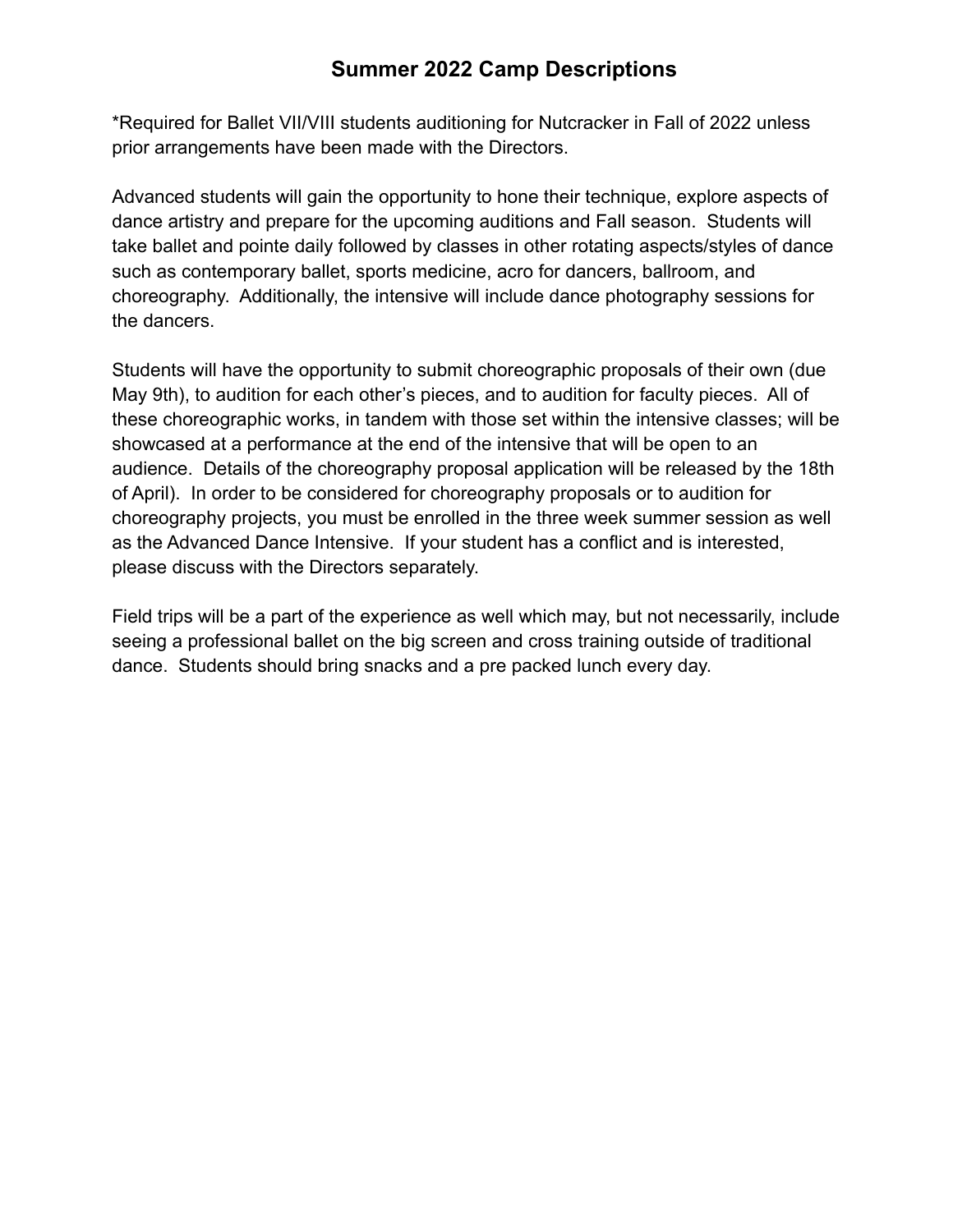# Summer 2022 Camp Descriptions

*Required for Ballet VII/VIII students auditioning for Nutcracker in Fall of 2022 unless prior arrangements have been made with the Directors.

Advanced students will gain the opportunity to hone their technique, explore aspects of dance artistry and prepare for the upcoming auditions and Fall season. Students will take ballet and pointe daily followed by classes in other rotating aspects/styles of dance such as contemporary ballet, sports medicine, acro for dancers, ballroom, and choreography. Additionally, the intensive will include dance photography sessions for the dancers.

Students will have the opportunity to submit choreographic proposals of their own (due May 9th), to audition for each other's pieces, and to audition for faculty pieces. All of these choreographic works, in tandem with those set within the intensive classes; will be showcased at a performance at the end of the intensive that will be open to an audience. Details of the choreography proposal application will be released by the 18th of April). In order to be considered for choreography proposals or to audition for choreography projects, you must be enrolled in the three week summer session as well as the Advanced Dance Intensive. If your student has a conflict and is interested, please discuss with the Directors separately.

Field trips will be a part of the experience as well which may, but not necessarily, include seeing a professional ballet on the big screen and cross training outside of traditional dance. Students should bring snacks and a pre packed lunch every day.